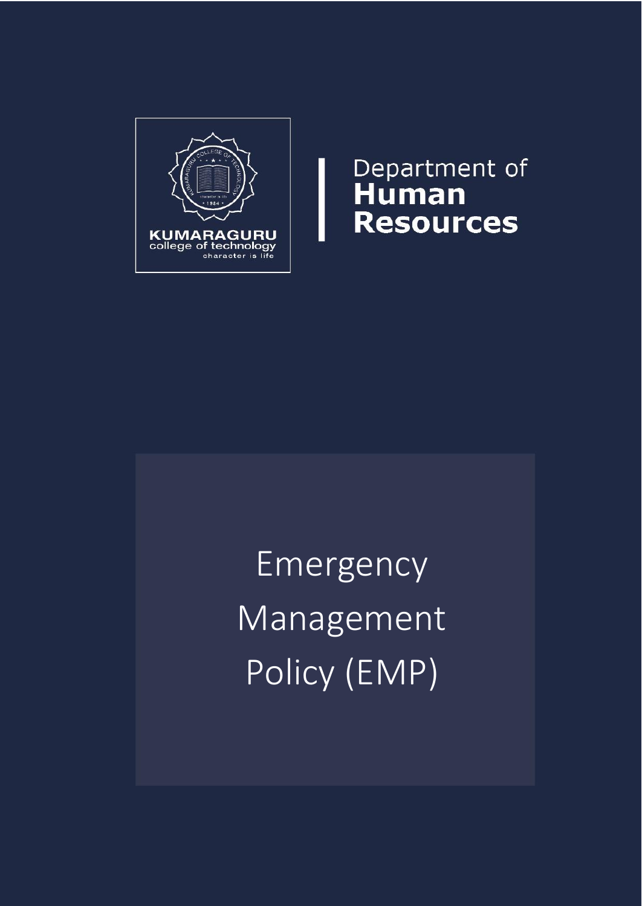KUMARAGURU
college of technology
character is life

Department of
**Human Resources**

# Emergency Management Policy (EMP)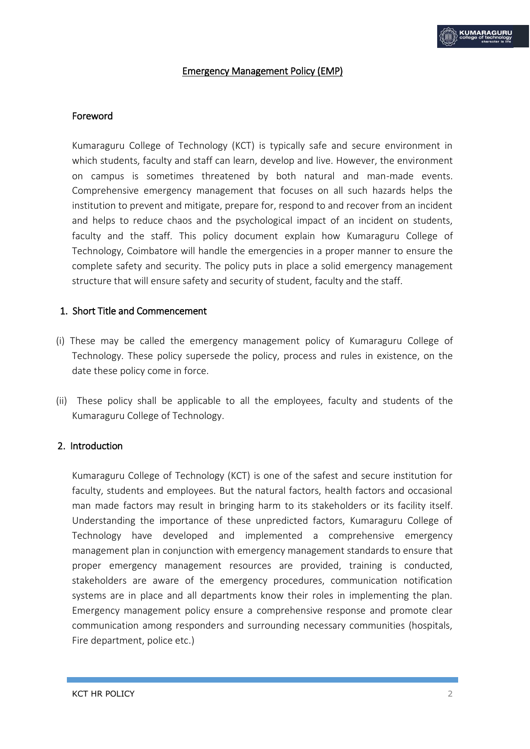# Emergency Management Policy (EMP)

## Foreword

Kumaraguru College of Technology (KCT) is typically safe and secure environment in which students, faculty and staff can learn, develop and live. However, the environment on campus is sometimes threatened by both natural and man-made events. Comprehensive emergency management that focuses on all such hazards helps the institution to prevent and mitigate, prepare for, respond to and recover from an incident and helps to reduce chaos and the psychological impact of an incident on students, faculty and the staff. This policy document explain how Kumaraguru College of Technology, Coimbatore will handle the emergencies in a proper manner to ensure the complete safety and security. The policy puts in place a solid emergency management structure that will ensure safety and security of student, faculty and the staff.

## 1. Short Title and Commencement

(i) These may be called the emergency management policy of Kumaraguru College of Technology. These policy supersede the policy, process and rules in existence, on the date these policy come in force.

(ii) These policy shall be applicable to all the employees, faculty and students of the Kumaraguru College of Technology.

## 2. Introduction

Kumaraguru College of Technology (KCT) is one of the safest and secure institution for faculty, students and employees. But the natural factors, health factors and occasional man made factors may result in bringing harm to its stakeholders or its facility itself. Understanding the importance of these unpredicted factors, Kumaraguru College of Technology have developed and implemented a comprehensive emergency management plan in conjunction with emergency management standards to ensure that proper emergency management resources are provided, training is conducted, stakeholders are aware of the emergency procedures, communication notification systems are in place and all departments know their roles in implementing the plan. Emergency management policy ensure a comprehensive response and promote clear communication among responders and surrounding necessary communities (hospitals, Fire department, police etc.)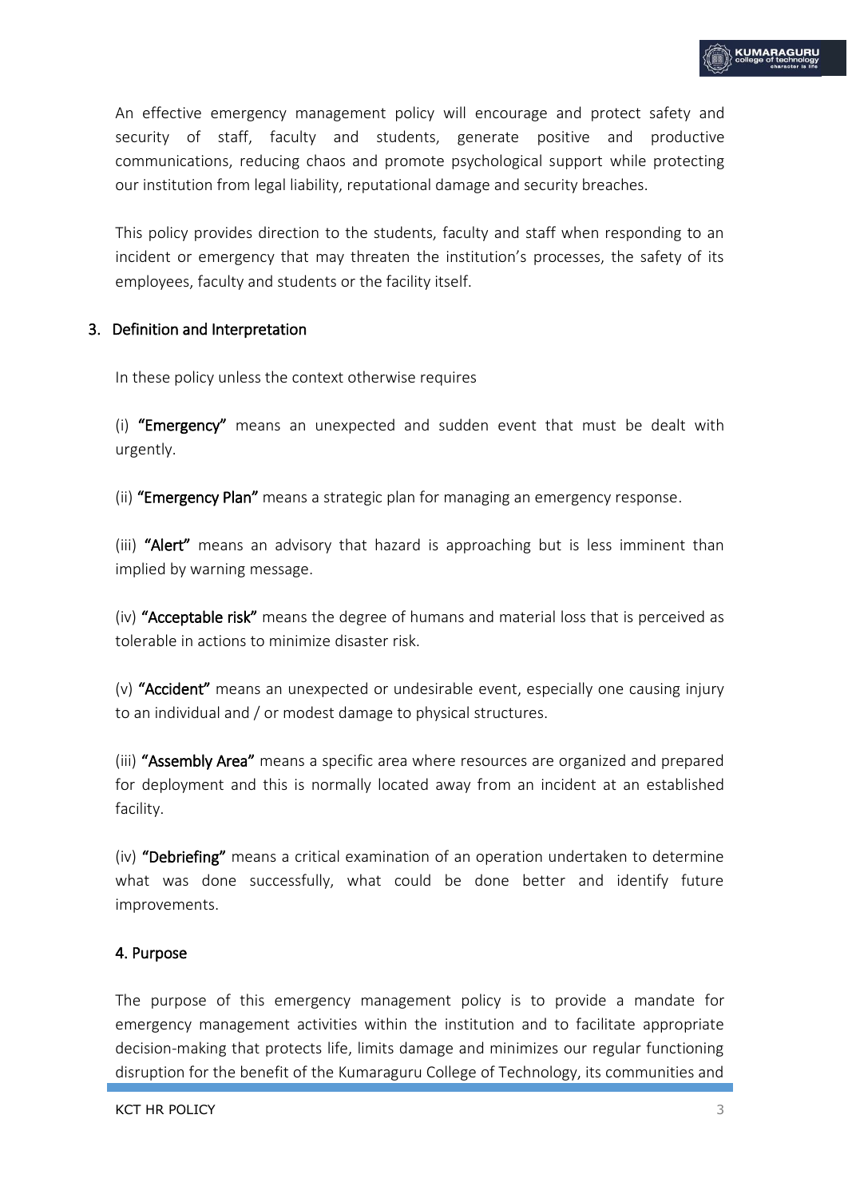An effective emergency management policy will encourage and protect safety and security of staff, faculty and students, generate positive and productive communications, reducing chaos and promote psychological support while protecting our institution from legal liability, reputational damage and security breaches.

This policy provides direction to the students, faculty and staff when responding to an incident or emergency that may threaten the institution's processes, the safety of its employees, faculty and students or the facility itself.

## 3. Definition and Interpretation

In these policy unless the context otherwise requires

(i) **"Emergency"** means an unexpected and sudden event that must be dealt with urgently.

(ii) **"Emergency Plan"** means a strategic plan for managing an emergency response.

(iii) **"Alert"** means an advisory that hazard is approaching but is less imminent than implied by warning message.

(iv) **"Acceptable risk"** means the degree of humans and material loss that is perceived as tolerable in actions to minimize disaster risk.

(v) **"Accident"** means an unexpected or undesirable event, especially one causing injury to an individual and / or modest damage to physical structures.

(iii) **"Assembly Area"** means a specific area where resources are organized and prepared for deployment and this is normally located away from an incident at an established facility.

(iv) **"Debriefing"** means a critical examination of an operation undertaken to determine what was done successfully, what could be done better and identify future improvements.

## 4. Purpose

The purpose of this emergency management policy is to provide a mandate for emergency management activities within the institution and to facilitate appropriate decision-making that protects life, limits damage and minimizes our regular functioning disruption for the benefit of the Kumaraguru College of Technology, its communities and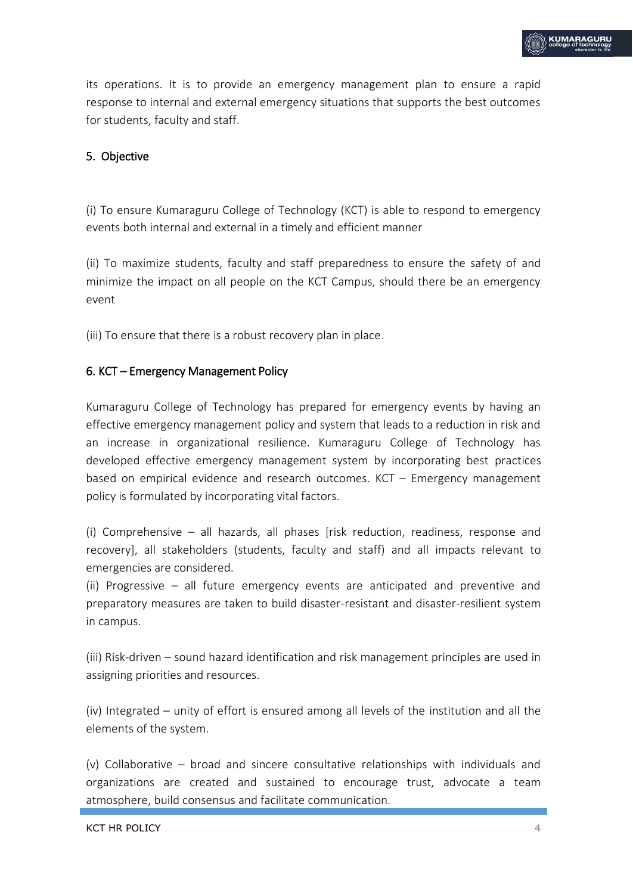its operations. It is to provide an emergency management plan to ensure a rapid response to internal and external emergency situations that supports the best outcomes for students, faculty and staff.

## 5. Objective

(i) To ensure Kumaraguru College of Technology (KCT) is able to respond to emergency events both internal and external in a timely and efficient manner

(ii) To maximize students, faculty and staff preparedness to ensure the safety of and minimize the impact on all people on the KCT Campus, should there be an emergency event

(iii) To ensure that there is a robust recovery plan in place.

## 6. KCT – Emergency Management Policy

Kumaraguru College of Technology has prepared for emergency events by having an effective emergency management policy and system that leads to a reduction in risk and an increase in organizational resilience. Kumaraguru College of Technology has developed effective emergency management system by incorporating best practices based on empirical evidence and research outcomes. KCT – Emergency management policy is formulated by incorporating vital factors.

(i) Comprehensive – all hazards, all phases [risk reduction, readiness, response and recovery], all stakeholders (students, faculty and staff) and all impacts relevant to emergencies are considered.

(ii) Progressive – all future emergency events are anticipated and preventive and preparatory measures are taken to build disaster-resistant and disaster-resilient system in campus.

(iii) Risk-driven – sound hazard identification and risk management principles are used in assigning priorities and resources.

(iv) Integrated – unity of effort is ensured among all levels of the institution and all the elements of the system.

(v) Collaborative – broad and sincere consultative relationships with individuals and organizations are created and sustained to encourage trust, advocate a team atmosphere, build consensus and facilitate communication.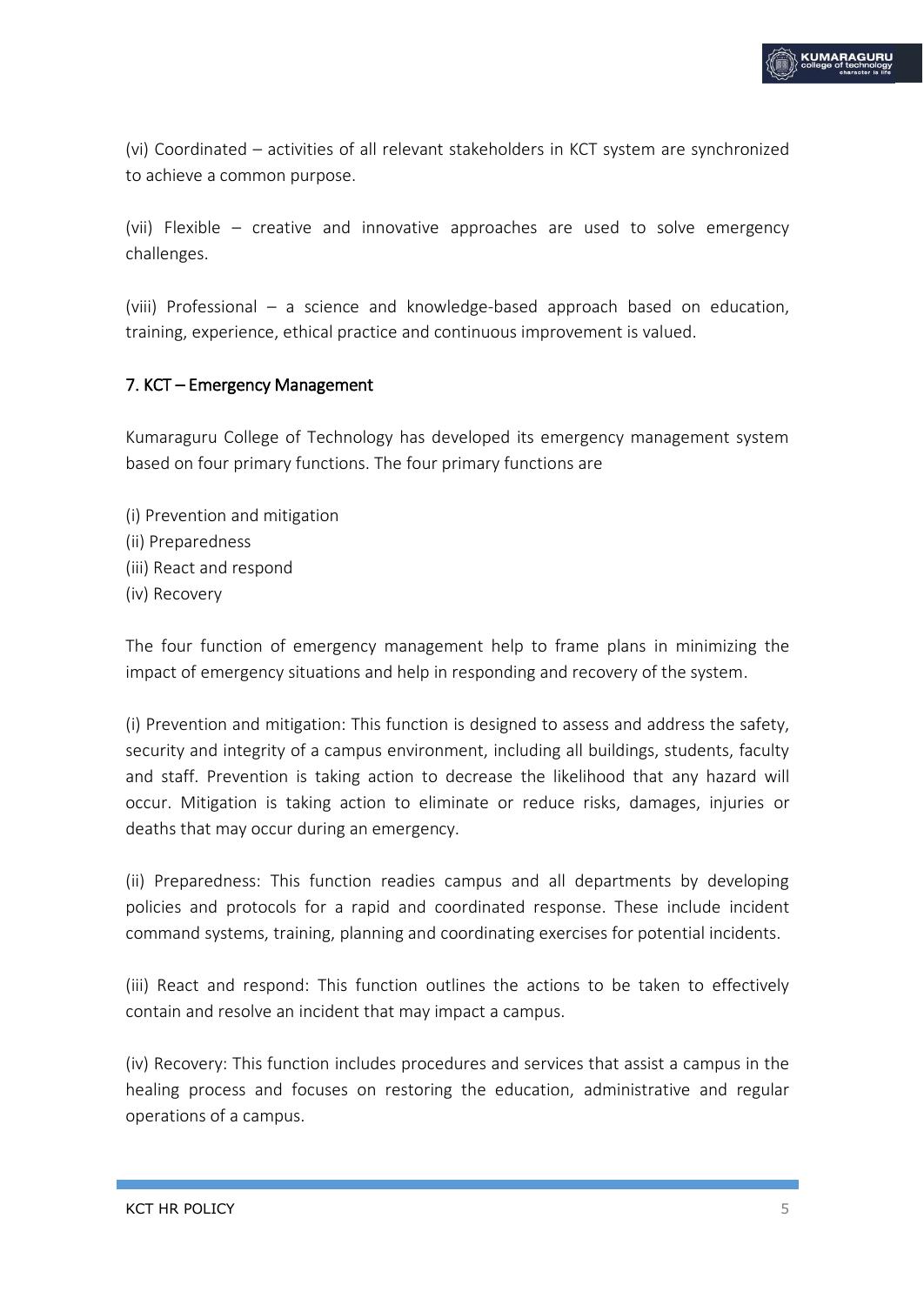(vi) Coordinated – activities of all relevant stakeholders in KCT system are synchronized to achieve a common purpose.

(vii) Flexible – creative and innovative approaches are used to solve emergency challenges.

(viii) Professional – a science and knowledge-based approach based on education, training, experience, ethical practice and continuous improvement is valued.

## 7. KCT – Emergency Management

Kumaraguru College of Technology has developed its emergency management system based on four primary functions. The four primary functions are

(i) Prevention and mitigation
(ii) Preparedness
(iii) React and respond
(iv) Recovery

The four function of emergency management help to frame plans in minimizing the impact of emergency situations and help in responding and recovery of the system.

(i) Prevention and mitigation: This function is designed to assess and address the safety, security and integrity of a campus environment, including all buildings, students, faculty and staff. Prevention is taking action to decrease the likelihood that any hazard will occur. Mitigation is taking action to eliminate or reduce risks, damages, injuries or deaths that may occur during an emergency.

(ii) Preparedness: This function readies campus and all departments by developing policies and protocols for a rapid and coordinated response. These include incident command systems, training, planning and coordinating exercises for potential incidents.

(iii) React and respond: This function outlines the actions to be taken to effectively contain and resolve an incident that may impact a campus.

(iv) Recovery: This function includes procedures and services that assist a campus in the healing process and focuses on restoring the education, administrative and regular operations of a campus.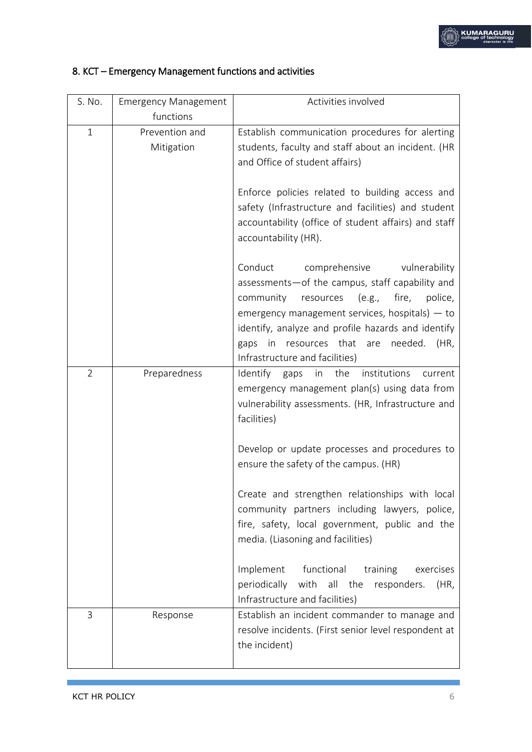## 8. KCT – Emergency Management functions and activities

| S. No. | Emergency Management functions | Activities involved |
|---|---|---|
| 1 | Prevention and Mitigation | Establish communication procedures for alerting students, faculty and staff about an incident. (HR and Office of student affairs)<br><br>Enforce policies related to building access and safety (Infrastructure and facilities) and student accountability (office of student affairs) and staff accountability (HR).<br><br>Conduct comprehensive vulnerability assessments—of the campus, staff capability and community resources (e.g., fire, police, emergency management services, hospitals) — to identify, analyze and profile hazards and identify gaps in resources that are needed. (HR, Infrastructure and facilities) |
| 2 | Preparedness | Identify gaps in the institutions current emergency management plan(s) using data from vulnerability assessments. (HR, Infrastructure and facilities)<br><br>Develop or update processes and procedures to ensure the safety of the campus. (HR)<br><br>Create and strengthen relationships with local community partners including lawyers, police, fire, safety, local government, public and the media. (Liasoning and facilities)<br><br>Implement functional training exercises periodically with all the responders. (HR, Infrastructure and facilities) |
| 3 | Response | Establish an incident commander to manage and resolve incidents. (First senior level respondent at the incident) |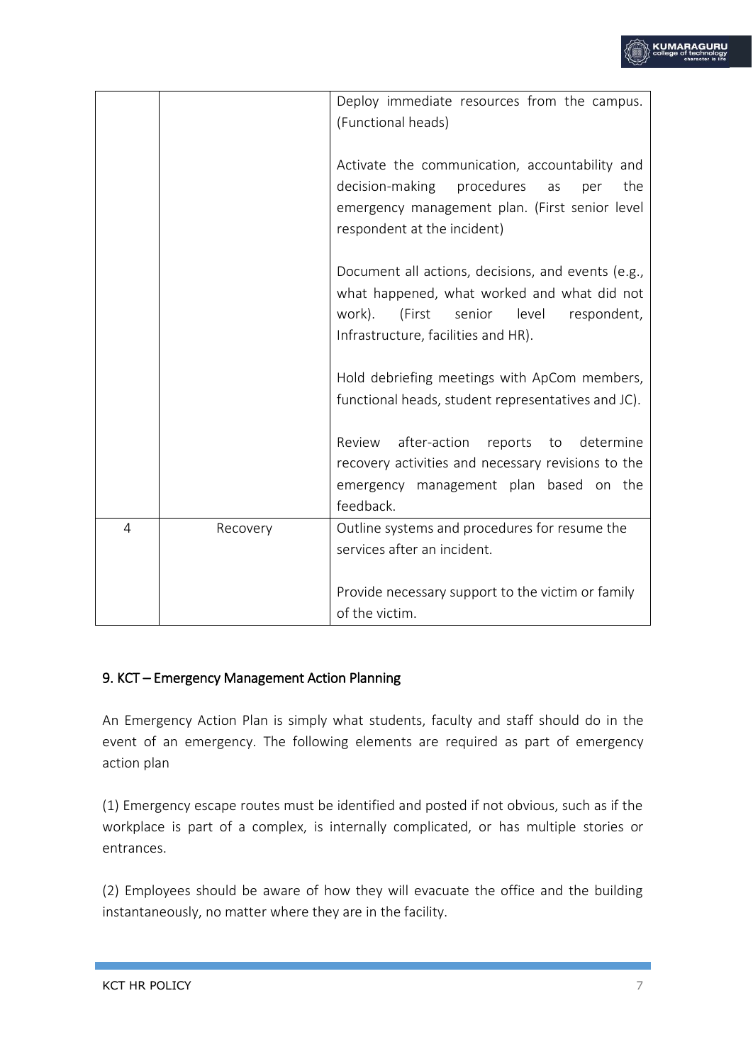| | | |
|---|---|---|
| | | Deploy immediate resources from the campus. (Functional heads)<br><br>Activate the communication, accountability and decision-making procedures as per the emergency management plan. (First senior level respondent at the incident)<br><br>Document all actions, decisions, and events (e.g., what happened, what worked and what did not work). (First senior level respondent, Infrastructure, facilities and HR).<br><br>Hold debriefing meetings with ApCom members, functional heads, student representatives and JC).<br><br>Review after-action reports to determine recovery activities and necessary revisions to the emergency management plan based on the feedback. |
| 4 | Recovery | Outline systems and procedures for resume the services after an incident.<br><br>Provide necessary support to the victim or family of the victim. |

## 9. KCT – Emergency Management Action Planning

An Emergency Action Plan is simply what students, faculty and staff should do in the event of an emergency. The following elements are required as part of emergency action plan

(1) Emergency escape routes must be identified and posted if not obvious, such as if the workplace is part of a complex, is internally complicated, or has multiple stories or entrances.

(2) Employees should be aware of how they will evacuate the office and the building instantaneously, no matter where they are in the facility.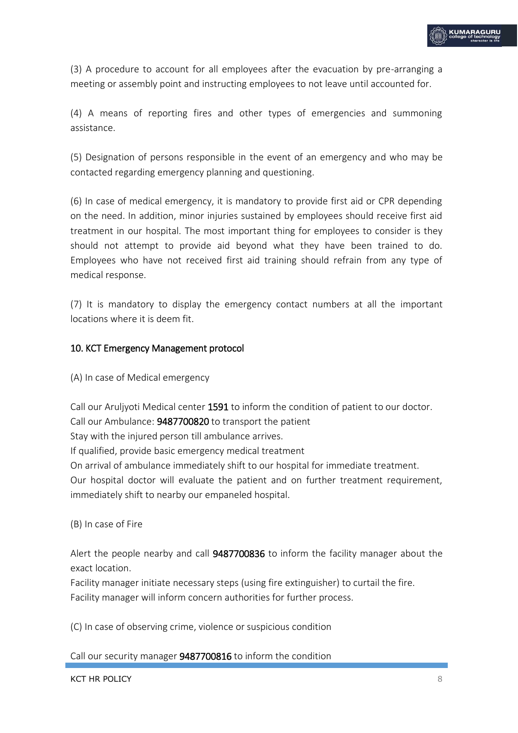(3) A procedure to account for all employees after the evacuation by pre-arranging a meeting or assembly point and instructing employees to not leave until accounted for.

(4) A means of reporting fires and other types of emergencies and summoning assistance.

(5) Designation of persons responsible in the event of an emergency and who may be contacted regarding emergency planning and questioning.

(6) In case of medical emergency, it is mandatory to provide first aid or CPR depending on the need. In addition, minor injuries sustained by employees should receive first aid treatment in our hospital. The most important thing for employees to consider is they should not attempt to provide aid beyond what they have been trained to do. Employees who have not received first aid training should refrain from any type of medical response.

(7) It is mandatory to display the emergency contact numbers at all the important locations where it is deem fit.

## 10. KCT Emergency Management protocol

(A) In case of Medical emergency

Call our Aruljyoti Medical center **1591** to inform the condition of patient to our doctor.
Call our Ambulance: **9487700820** to transport the patient
Stay with the injured person till ambulance arrives.
If qualified, provide basic emergency medical treatment
On arrival of ambulance immediately shift to our hospital for immediate treatment.
Our hospital doctor will evaluate the patient and on further treatment requirement, immediately shift to nearby our empaneled hospital.

(B) In case of Fire

Alert the people nearby and call **9487700836** to inform the facility manager about the exact location.
Facility manager initiate necessary steps (using fire extinguisher) to curtail the fire.
Facility manager will inform concern authorities for further process.

(C) In case of observing crime, violence or suspicious condition

Call our security manager **9487700816** to inform the condition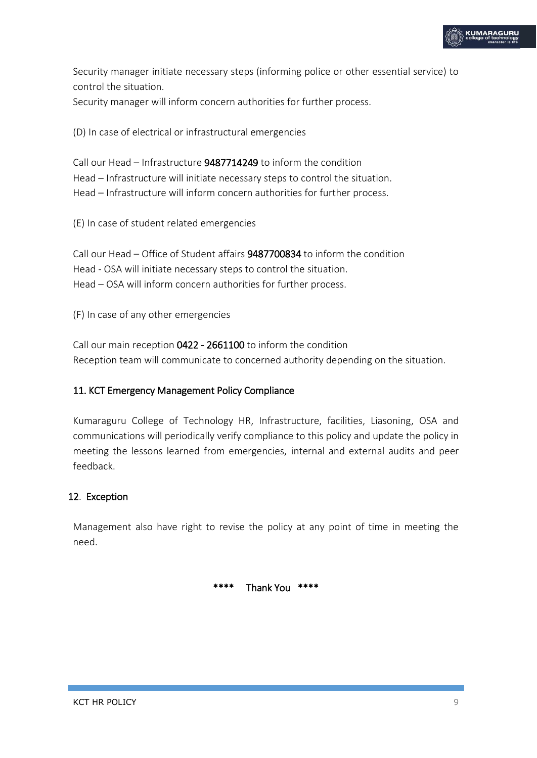Security manager initiate necessary steps (informing police or other essential service) to control the situation.

Security manager will inform concern authorities for further process.

(D) In case of electrical or infrastructural emergencies

Call our Head – Infrastructure **9487714249** to inform the condition

Head – Infrastructure will initiate necessary steps to control the situation.

Head – Infrastructure will inform concern authorities for further process.

(E) In case of student related emergencies

Call our Head – Office of Student affairs **9487700834** to inform the condition

Head - OSA will initiate necessary steps to control the situation.

Head – OSA will inform concern authorities for further process.

(F) In case of any other emergencies

Call our main reception **0422 - 2661100** to inform the condition

Reception team will communicate to concerned authority depending on the situation.

## 11. KCT Emergency Management Policy Compliance

Kumaraguru College of Technology HR, Infrastructure, facilities, Liasoning, OSA and communications will periodically verify compliance to this policy and update the policy in meeting the lessons learned from emergencies, internal and external audits and peer feedback.

## 12. Exception

Management also have right to revise the policy at any point of time in meeting the need.

**\*\*\*\* Thank You \*\*\*\***